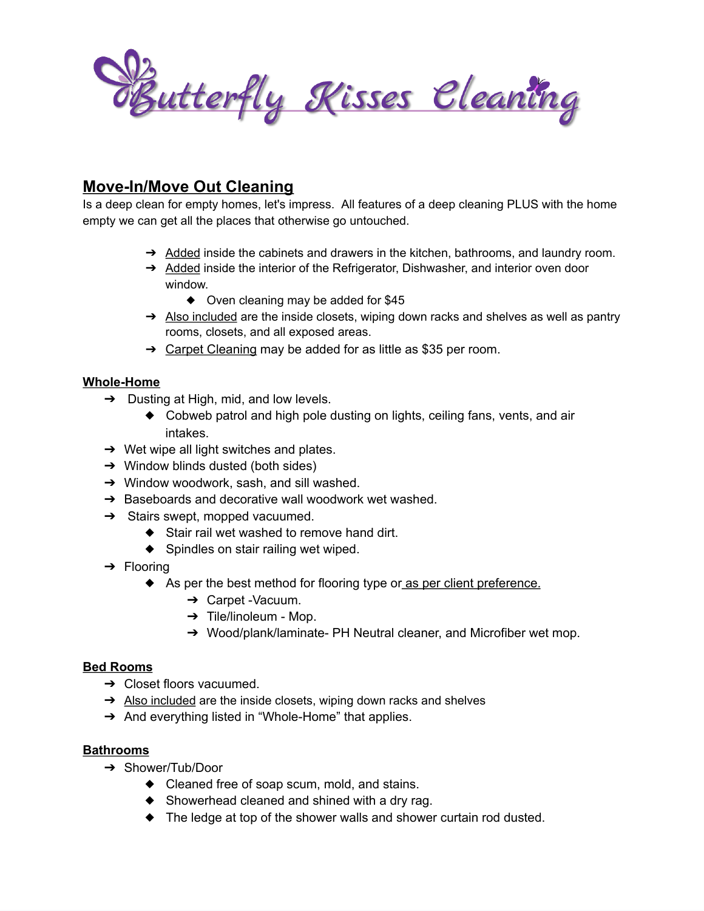# Butterfly Kisses Cleaning

## Move-In/Move Out Cleaning

Is a deep clean for empty homes, let's impress. All features of a deep cleaning PLUS with the home empty we can get all the places that otherwise go untouched.

- Added inside the cabinets and drawers in the kitchen, bathrooms, and laundry room.
- Added inside the interior of the Refrigerator, Dishwasher, and interior oven door window.
  - Oven cleaning may be added for $45
- Also included are the inside closets, wiping down racks and shelves as well as pantry rooms, closets, and all exposed areas.
- Carpet Cleaning may be added for as little as $35 per room.

### Whole-Home

- Dusting at High, mid, and low levels.
  - Cobweb patrol and high pole dusting on lights, ceiling fans, vents, and air intakes.
- Wet wipe all light switches and plates.
- Window blinds dusted (both sides)
- Window woodwork, sash, and sill washed.
- Baseboards and decorative wall woodwork wet washed.
- Stairs swept, mopped vacuumed.
  - Stair rail wet washed to remove hand dirt.
  - Spindles on stair railing wet wiped.
- Flooring
  - As per the best method for flooring type or as per client preference.
    - Carpet -Vacuum.
    - Tile/linoleum - Mop.
    - Wood/plank/laminate- PH Neutral cleaner, and Microfiber wet mop.

### Bed Rooms

- Closet floors vacuumed.
- Also included are the inside closets, wiping down racks and shelves
- And everything listed in "Whole-Home" that applies.

### Bathrooms

- Shower/Tub/Door
  - Cleaned free of soap scum, mold, and stains.
  - Showerhead cleaned and shined with a dry rag.
  - The ledge at top of the shower walls and shower curtain rod dusted.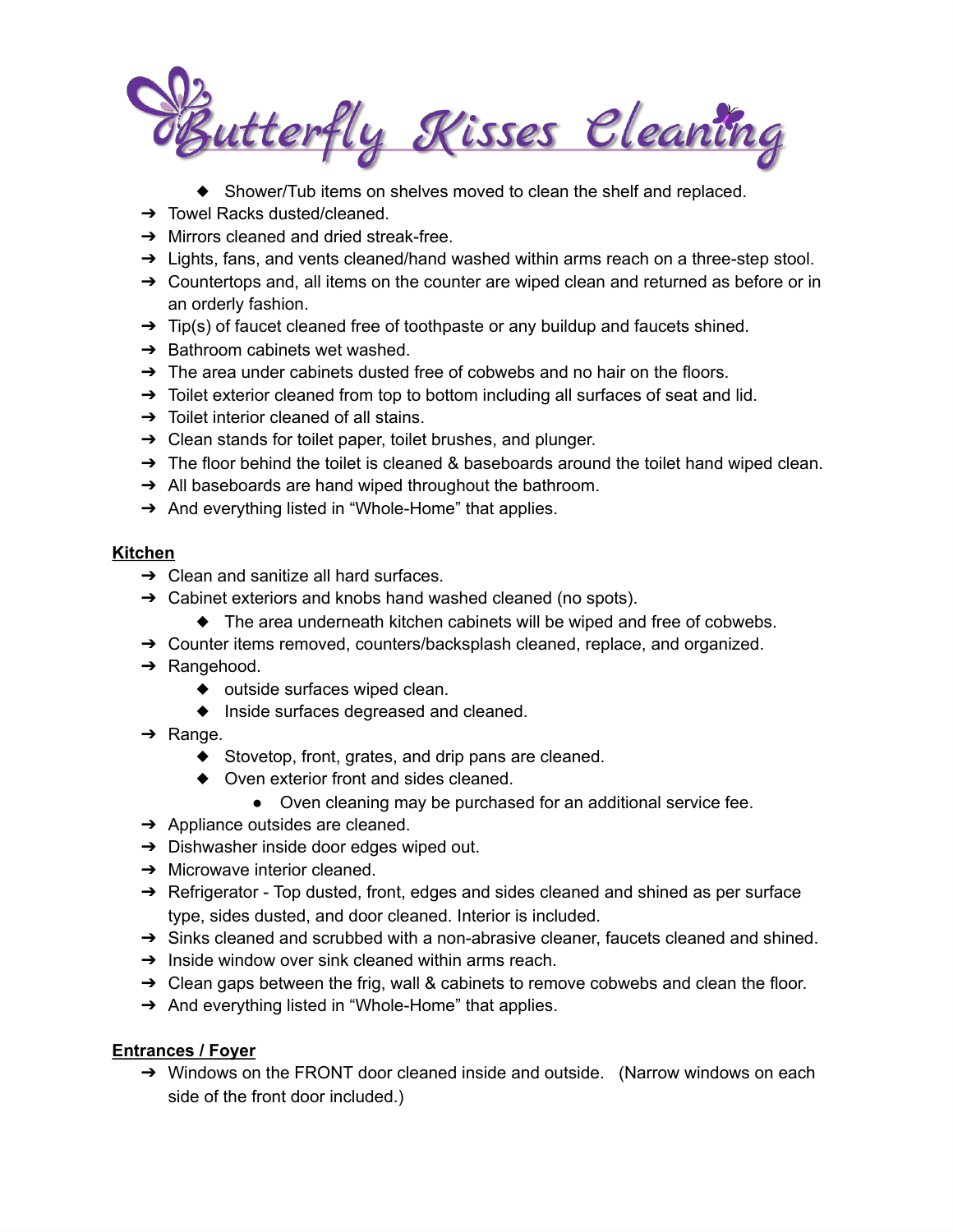- Shower/Tub items on shelves moved to clean the shelf and replaced.

- Towel Racks dusted/cleaned.
- Mirrors cleaned and dried streak-free.
- Lights, fans, and vents cleaned/hand washed within arms reach on a three-step stool.
- Countertops and, all items on the counter are wiped clean and returned as before or in an orderly fashion.
- Tip(s) of faucet cleaned free of toothpaste or any buildup and faucets shined.
- Bathroom cabinets wet washed.
- The area under cabinets dusted free of cobwebs and no hair on the floors.
- Toilet exterior cleaned from top to bottom including all surfaces of seat and lid.
- Toilet interior cleaned of all stains.
- Clean stands for toilet paper, toilet brushes, and plunger.
- The floor behind the toilet is cleaned & baseboards around the toilet hand wiped clean.
- All baseboards are hand wiped throughout the bathroom.
- And everything listed in "Whole-Home" that applies.

**Kitchen**

- Clean and sanitize all hard surfaces.
- Cabinet exteriors and knobs hand washed cleaned (no spots).
  - The area underneath kitchen cabinets will be wiped and free of cobwebs.
- Counter items removed, counters/backsplash cleaned, replace, and organized.
- Rangehood.
  - outside surfaces wiped clean.
  - Inside surfaces degreased and cleaned.
- Range.
  - Stovetop, front, grates, and drip pans are cleaned.
  - Oven exterior front and sides cleaned.
    - Oven cleaning may be purchased for an additional service fee.
- Appliance outsides are cleaned.
- Dishwasher inside door edges wiped out.
- Microwave interior cleaned.
- Refrigerator - Top dusted, front, edges and sides cleaned and shined as per surface type, sides dusted, and door cleaned. Interior is included.
- Sinks cleaned and scrubbed with a non-abrasive cleaner, faucets cleaned and shined.
- Inside window over sink cleaned within arms reach.
- Clean gaps between the frig, wall & cabinets to remove cobwebs and clean the floor.
- And everything listed in "Whole-Home" that applies.

**Entrances / Foyer**

- Windows on the FRONT door cleaned inside and outside. (Narrow windows on each side of the front door included.)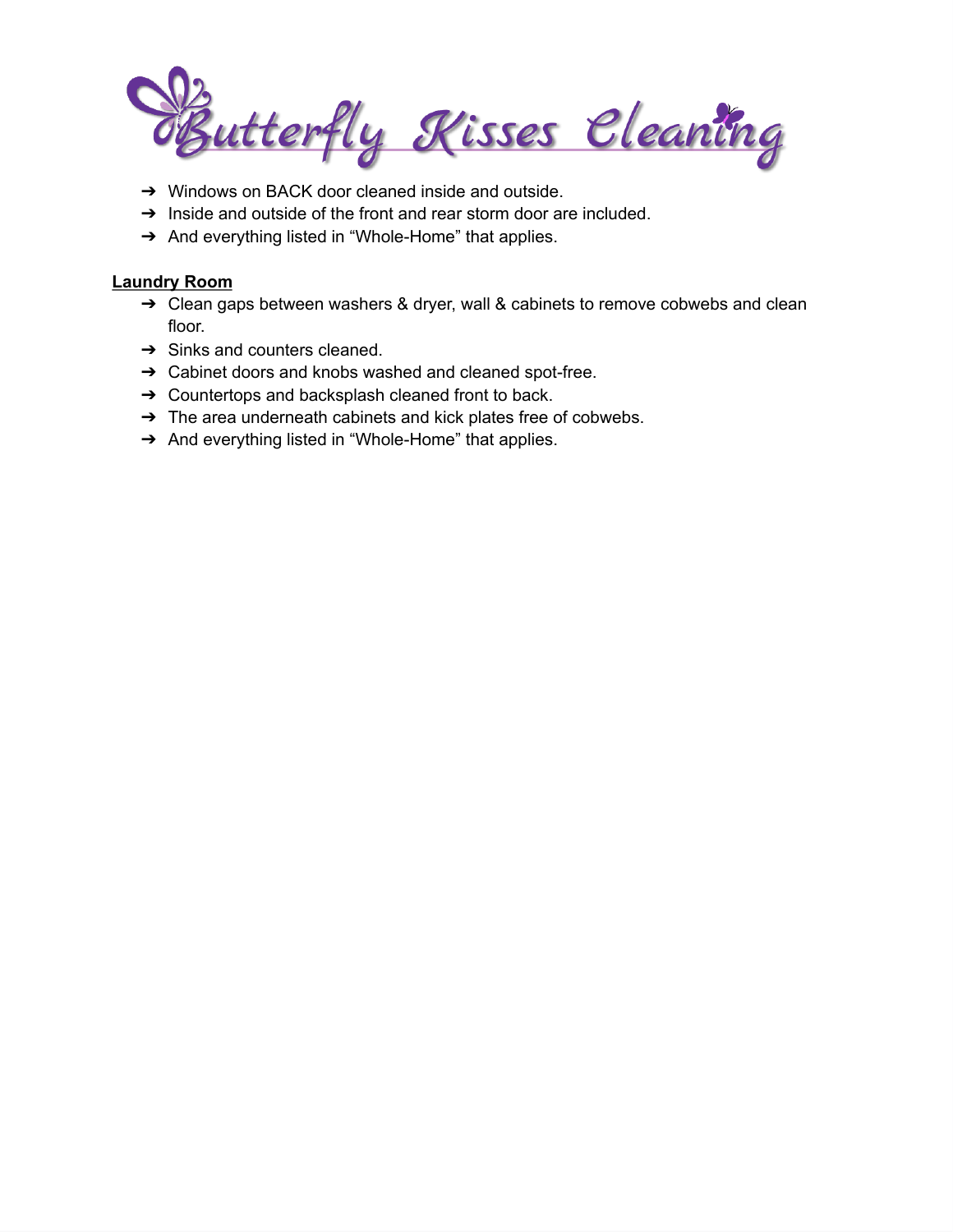- Windows on BACK door cleaned inside and outside.
- Inside and outside of the front and rear storm door are included.
- And everything listed in "Whole-Home" that applies.

**Laundry Room**

- Clean gaps between washers & dryer, wall & cabinets to remove cobwebs and clean floor.
- Sinks and counters cleaned.
- Cabinet doors and knobs washed and cleaned spot-free.
- Countertops and backsplash cleaned front to back.
- The area underneath cabinets and kick plates free of cobwebs.
- And everything listed in "Whole-Home" that applies.